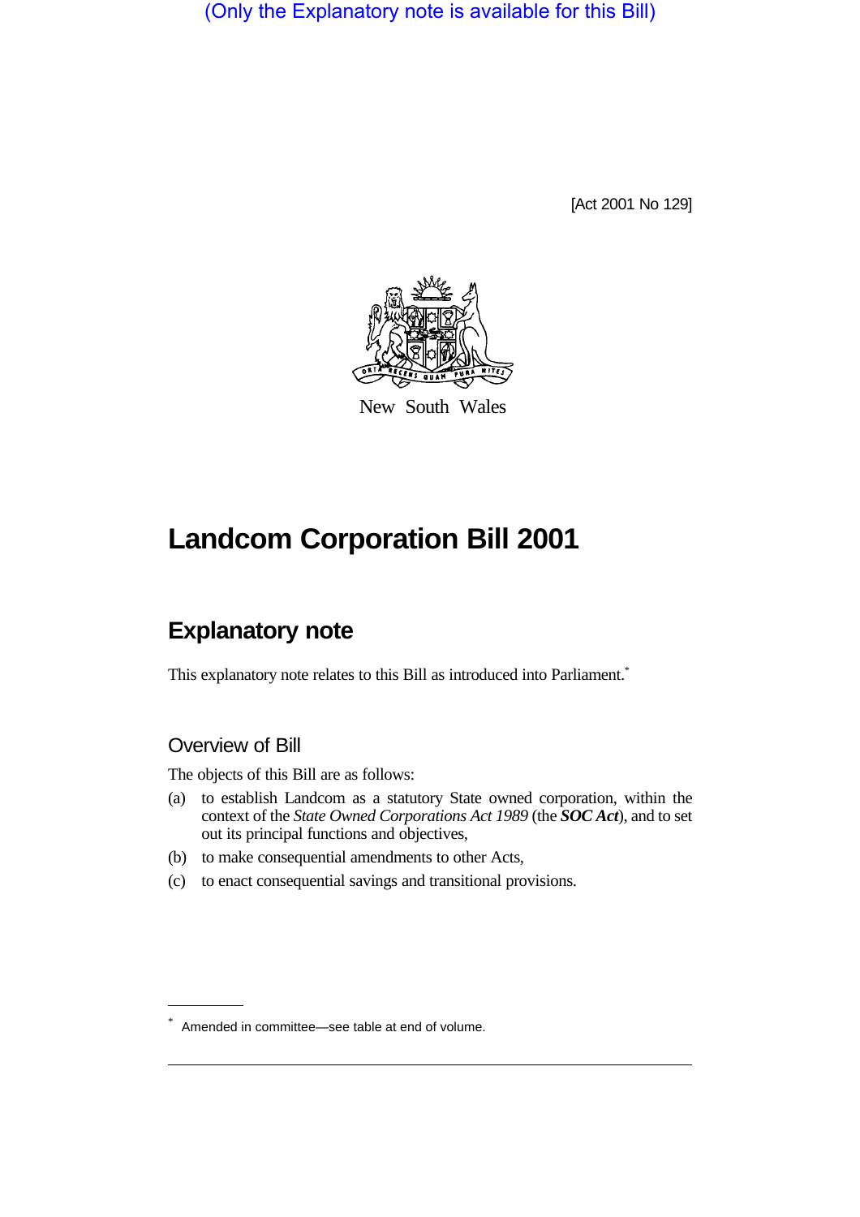(Only the Explanatory note is available for this Bill)

[Act 2001 No 129]

New South Wales

# Landcom Corporation Bill 2001

## Explanatory note

This explanatory note relates to this Bill as introduced into Parliament.*

### Overview of Bill

The objects of this Bill are as follows:

(a) to establish Landcom as a statutory State owned corporation, within the context of the *State Owned Corporations Act 1989* (the ***SOC Act***), and to set out its principal functions and objectives,

(b) to make consequential amendments to other Acts,

(c) to enact consequential savings and transitional provisions.

* Amended in committee—see table at end of volume.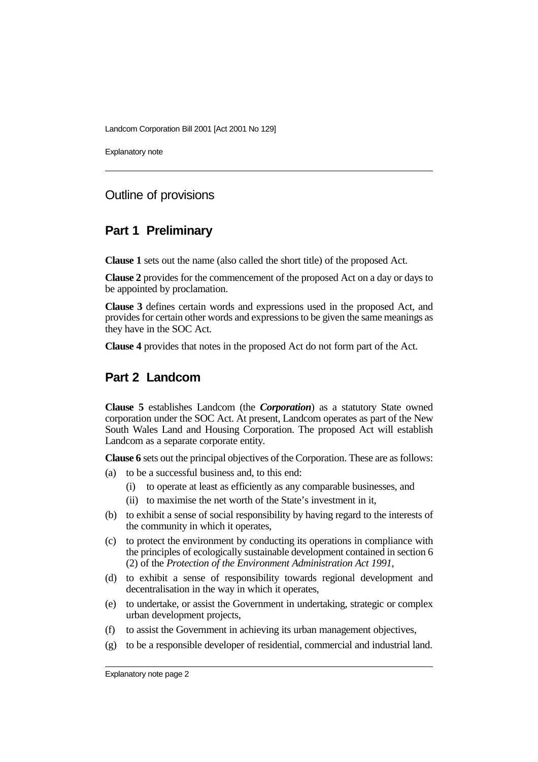## Outline of provisions

### Part 1 Preliminary

**Clause 1** sets out the name (also called the short title) of the proposed Act.

**Clause 2** provides for the commencement of the proposed Act on a day or days to be appointed by proclamation.

**Clause 3** defines certain words and expressions used in the proposed Act, and provides for certain other words and expressions to be given the same meanings as they have in the SOC Act.

**Clause 4** provides that notes in the proposed Act do not form part of the Act.

### Part 2 Landcom

**Clause 5** establishes Landcom (the ***Corporation***) as a statutory State owned corporation under the SOC Act. At present, Landcom operates as part of the New South Wales Land and Housing Corporation. The proposed Act will establish Landcom as a separate corporate entity.

**Clause 6** sets out the principal objectives of the Corporation. These are as follows:

(a) to be a successful business and, to this end:

 (i) to operate at least as efficiently as any comparable businesses, and

 (ii) to maximise the net worth of the State's investment in it,

(b) to exhibit a sense of social responsibility by having regard to the interests of the community in which it operates,

(c) to protect the environment by conducting its operations in compliance with the principles of ecologically sustainable development contained in section 6 (2) of the *Protection of the Environment Administration Act 1991*,

(d) to exhibit a sense of responsibility towards regional development and decentralisation in the way in which it operates,

(e) to undertake, or assist the Government in undertaking, strategic or complex urban development projects,

(f) to assist the Government in achieving its urban management objectives,

(g) to be a responsible developer of residential, commercial and industrial land.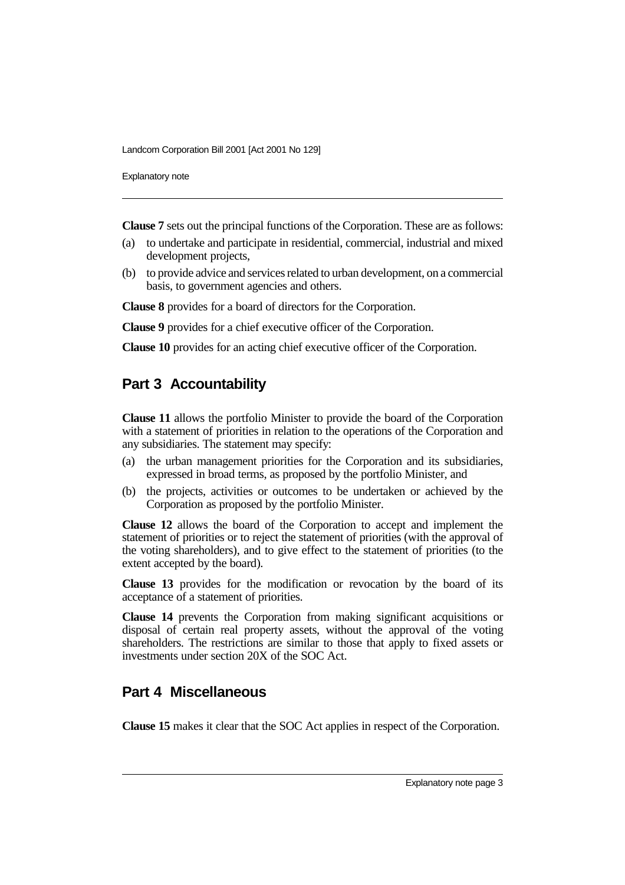**Clause 7** sets out the principal functions of the Corporation. These are as follows:

(a) to undertake and participate in residential, commercial, industrial and mixed development projects,

(b) to provide advice and services related to urban development, on a commercial basis, to government agencies and others.

**Clause 8** provides for a board of directors for the Corporation.

**Clause 9** provides for a chief executive officer of the Corporation.

**Clause 10** provides for an acting chief executive officer of the Corporation.

## Part 3 Accountability

**Clause 11** allows the portfolio Minister to provide the board of the Corporation with a statement of priorities in relation to the operations of the Corporation and any subsidiaries. The statement may specify:

(a) the urban management priorities for the Corporation and its subsidiaries, expressed in broad terms, as proposed by the portfolio Minister, and

(b) the projects, activities or outcomes to be undertaken or achieved by the Corporation as proposed by the portfolio Minister.

**Clause 12** allows the board of the Corporation to accept and implement the statement of priorities or to reject the statement of priorities (with the approval of the voting shareholders), and to give effect to the statement of priorities (to the extent accepted by the board).

**Clause 13** provides for the modification or revocation by the board of its acceptance of a statement of priorities.

**Clause 14** prevents the Corporation from making significant acquisitions or disposal of certain real property assets, without the approval of the voting shareholders. The restrictions are similar to those that apply to fixed assets or investments under section 20X of the SOC Act.

## Part 4 Miscellaneous

**Clause 15** makes it clear that the SOC Act applies in respect of the Corporation.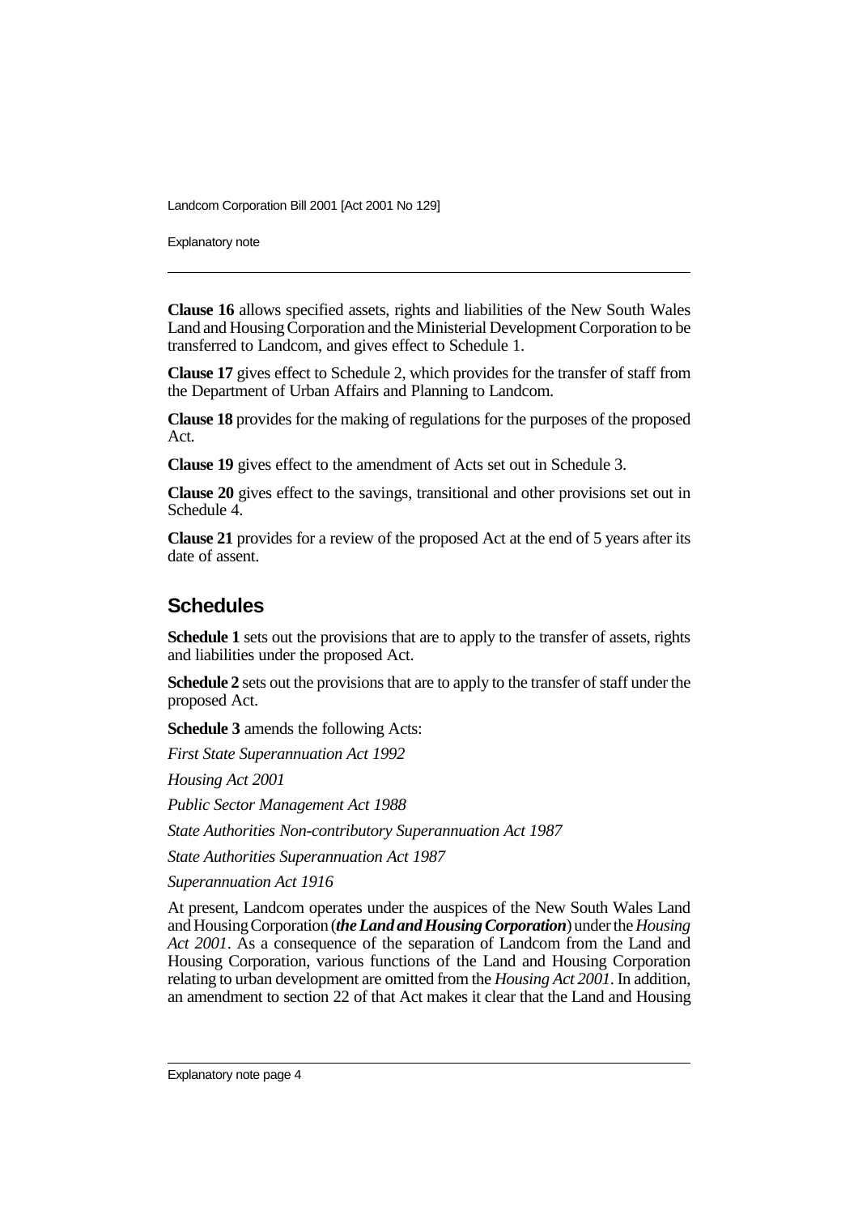**Clause 16** allows specified assets, rights and liabilities of the New South Wales Land and Housing Corporation and the Ministerial Development Corporation to be transferred to Landcom, and gives effect to Schedule 1.

**Clause 17** gives effect to Schedule 2, which provides for the transfer of staff from the Department of Urban Affairs and Planning to Landcom.

**Clause 18** provides for the making of regulations for the purposes of the proposed Act.

**Clause 19** gives effect to the amendment of Acts set out in Schedule 3.

**Clause 20** gives effect to the savings, transitional and other provisions set out in Schedule 4.

**Clause 21** provides for a review of the proposed Act at the end of 5 years after its date of assent.

## Schedules

**Schedule 1** sets out the provisions that are to apply to the transfer of assets, rights and liabilities under the proposed Act.

**Schedule 2** sets out the provisions that are to apply to the transfer of staff under the proposed Act.

**Schedule 3** amends the following Acts:

*First State Superannuation Act 1992*

*Housing Act 2001*

*Public Sector Management Act 1988*

*State Authorities Non-contributory Superannuation Act 1987*

*State Authorities Superannuation Act 1987*

*Superannuation Act 1916*

At present, Landcom operates under the auspices of the New South Wales Land and Housing Corporation (***the Land and Housing Corporation***) under the *Housing Act 2001*. As a consequence of the separation of Landcom from the Land and Housing Corporation, various functions of the Land and Housing Corporation relating to urban development are omitted from the *Housing Act 2001*. In addition, an amendment to section 22 of that Act makes it clear that the Land and Housing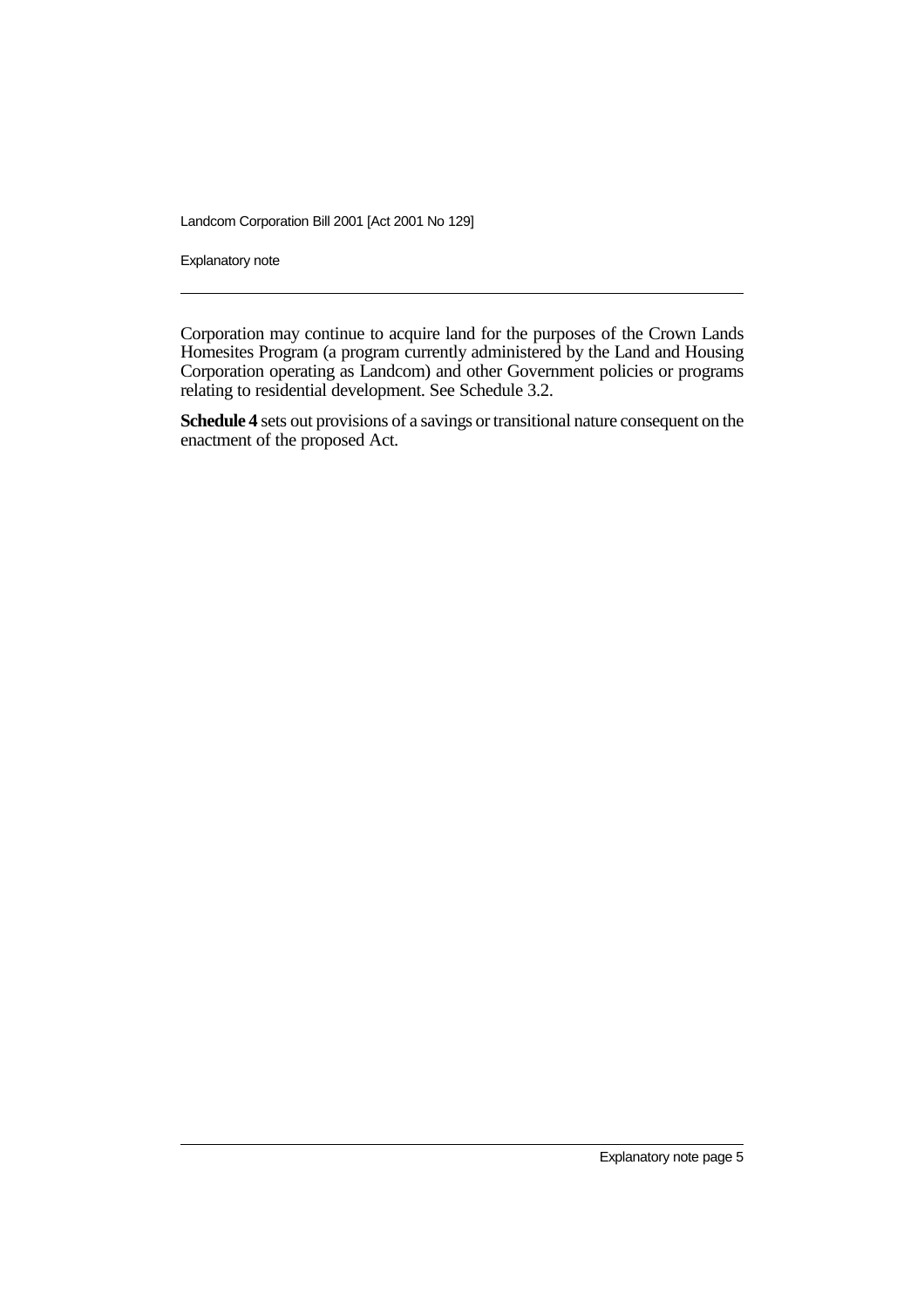Corporation may continue to acquire land for the purposes of the Crown Lands Homesites Program (a program currently administered by the Land and Housing Corporation operating as Landcom) and other Government policies or programs relating to residential development. See Schedule 3.2.

**Schedule 4** sets out provisions of a savings or transitional nature consequent on the enactment of the proposed Act.